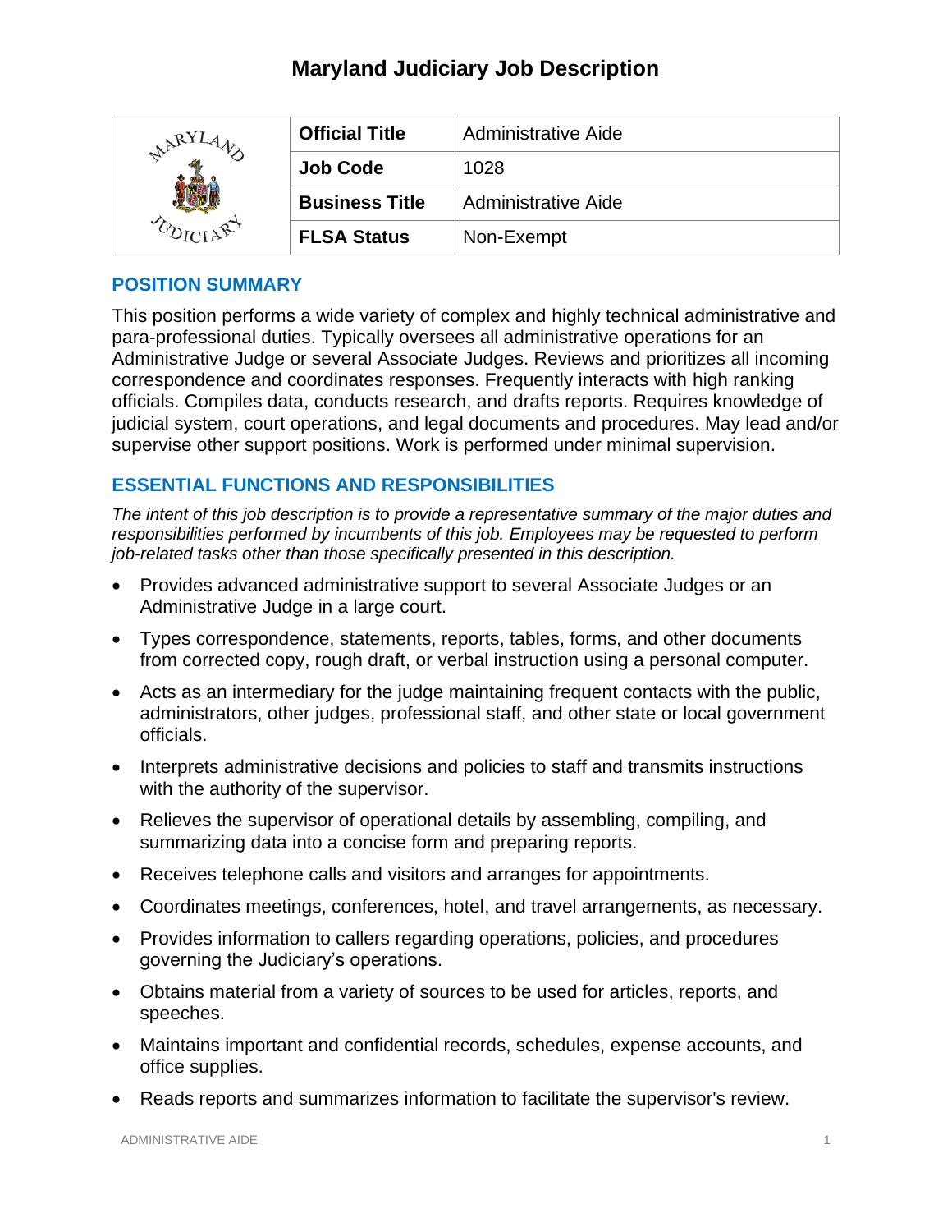# Maryland Judiciary Job Description

| Official Title | Administrative Aide |
| --- | --- |
| Job Code | 1028 |
| Business Title | Administrative Aide |
| FLSA Status | Non-Exempt |

## POSITION SUMMARY

This position performs a wide variety of complex and highly technical administrative and para-professional duties. Typically oversees all administrative operations for an Administrative Judge or several Associate Judges. Reviews and prioritizes all incoming correspondence and coordinates responses. Frequently interacts with high ranking officials. Compiles data, conducts research, and drafts reports. Requires knowledge of judicial system, court operations, and legal documents and procedures. May lead and/or supervise other support positions. Work is performed under minimal supervision.

## ESSENTIAL FUNCTIONS AND RESPONSIBILITIES

*The intent of this job description is to provide a representative summary of the major duties and responsibilities performed by incumbents of this job. Employees may be requested to perform job-related tasks other than those specifically presented in this description.*

- Provides advanced administrative support to several Associate Judges or an Administrative Judge in a large court.
- Types correspondence, statements, reports, tables, forms, and other documents from corrected copy, rough draft, or verbal instruction using a personal computer.
- Acts as an intermediary for the judge maintaining frequent contacts with the public, administrators, other judges, professional staff, and other state or local government officials.
- Interprets administrative decisions and policies to staff and transmits instructions with the authority of the supervisor.
- Relieves the supervisor of operational details by assembling, compiling, and summarizing data into a concise form and preparing reports.
- Receives telephone calls and visitors and arranges for appointments.
- Coordinates meetings, conferences, hotel, and travel arrangements, as necessary.
- Provides information to callers regarding operations, policies, and procedures governing the Judiciary's operations.
- Obtains material from a variety of sources to be used for articles, reports, and speeches.
- Maintains important and confidential records, schedules, expense accounts, and office supplies.
- Reads reports and summarizes information to facilitate the supervisor's review.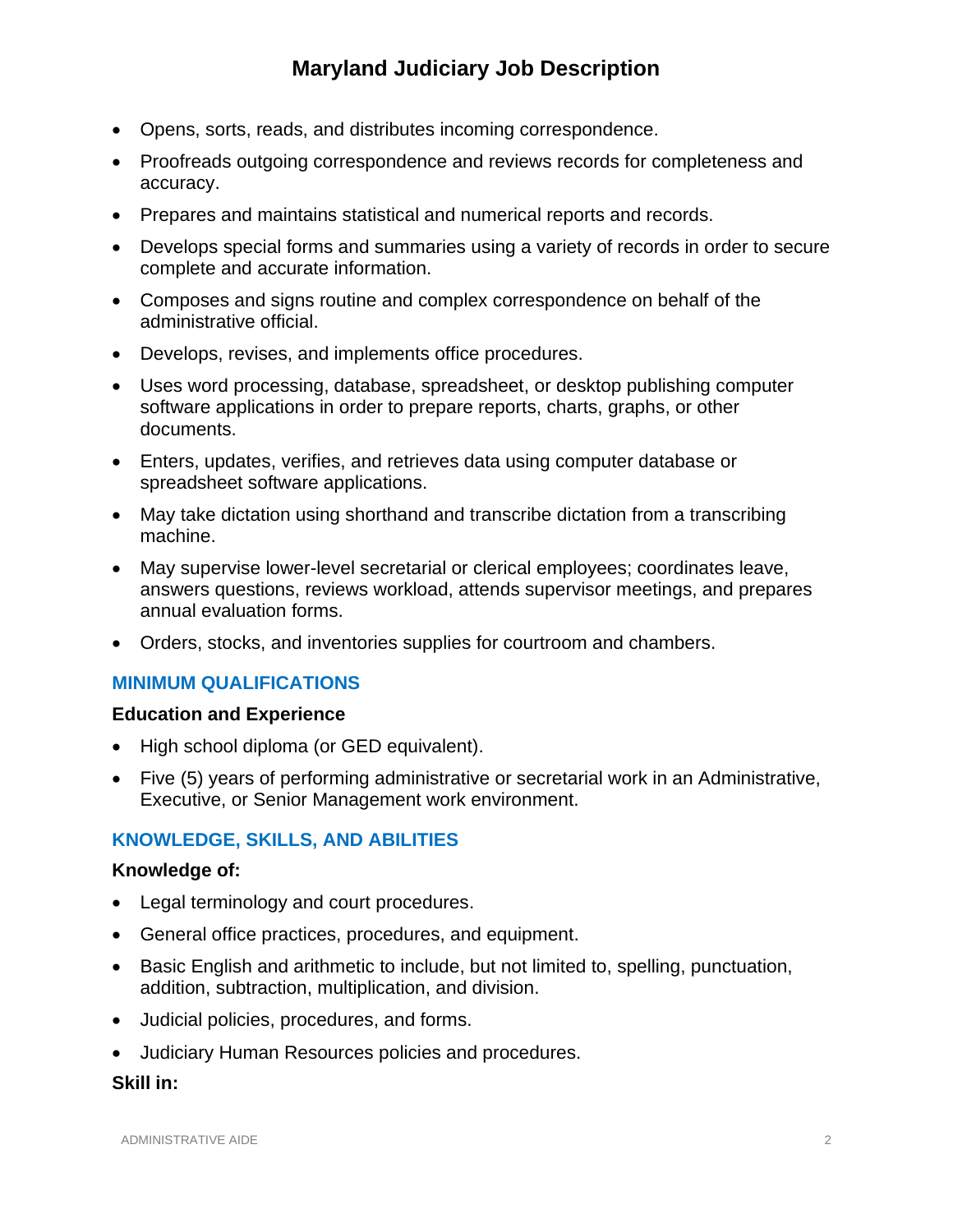- Opens, sorts, reads, and distributes incoming correspondence.
- Proofreads outgoing correspondence and reviews records for completeness and accuracy.
- Prepares and maintains statistical and numerical reports and records.
- Develops special forms and summaries using a variety of records in order to secure complete and accurate information.
- Composes and signs routine and complex correspondence on behalf of the administrative official.
- Develops, revises, and implements office procedures.
- Uses word processing, database, spreadsheet, or desktop publishing computer software applications in order to prepare reports, charts, graphs, or other documents.
- Enters, updates, verifies, and retrieves data using computer database or spreadsheet software applications.
- May take dictation using shorthand and transcribe dictation from a transcribing machine.
- May supervise lower-level secretarial or clerical employees; coordinates leave, answers questions, reviews workload, attends supervisor meetings, and prepares annual evaluation forms.
- Orders, stocks, and inventories supplies for courtroom and chambers.

## MINIMUM QUALIFICATIONS

### Education and Experience

- High school diploma (or GED equivalent).
- Five (5) years of performing administrative or secretarial work in an Administrative, Executive, or Senior Management work environment.

## KNOWLEDGE, SKILLS, AND ABILITIES

### Knowledge of:

- Legal terminology and court procedures.
- General office practices, procedures, and equipment.
- Basic English and arithmetic to include, but not limited to, spelling, punctuation, addition, subtraction, multiplication, and division.
- Judicial policies, procedures, and forms.
- Judiciary Human Resources policies and procedures.

### Skill in: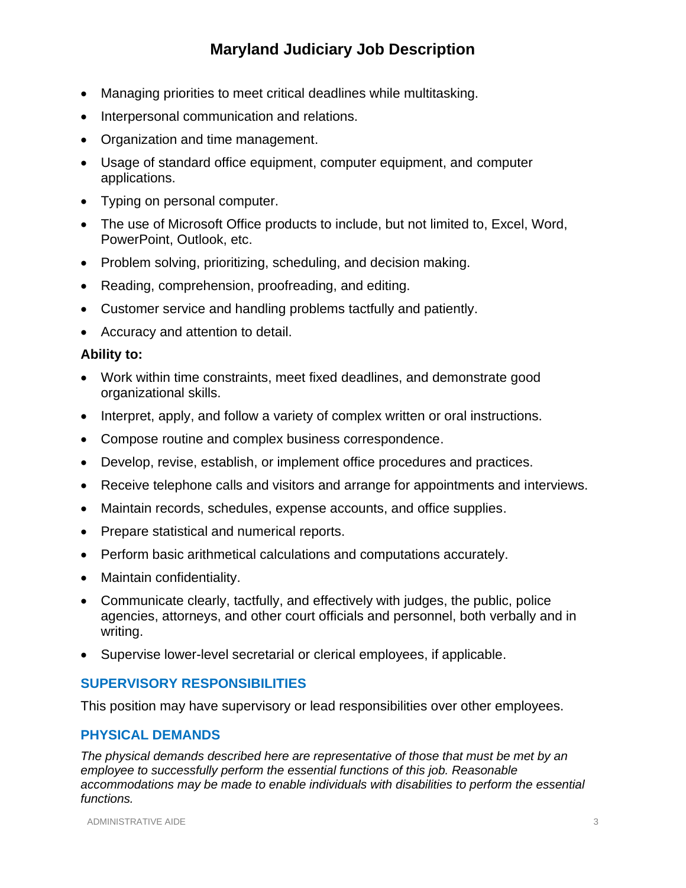- Managing priorities to meet critical deadlines while multitasking.
- Interpersonal communication and relations.
- Organization and time management.
- Usage of standard office equipment, computer equipment, and computer applications.
- Typing on personal computer.
- The use of Microsoft Office products to include, but not limited to, Excel, Word, PowerPoint, Outlook, etc.
- Problem solving, prioritizing, scheduling, and decision making.
- Reading, comprehension, proofreading, and editing.
- Customer service and handling problems tactfully and patiently.
- Accuracy and attention to detail.

**Ability to:**

- Work within time constraints, meet fixed deadlines, and demonstrate good organizational skills.
- Interpret, apply, and follow a variety of complex written or oral instructions.
- Compose routine and complex business correspondence.
- Develop, revise, establish, or implement office procedures and practices.
- Receive telephone calls and visitors and arrange for appointments and interviews.
- Maintain records, schedules, expense accounts, and office supplies.
- Prepare statistical and numerical reports.
- Perform basic arithmetical calculations and computations accurately.
- Maintain confidentiality.
- Communicate clearly, tactfully, and effectively with judges, the public, police agencies, attorneys, and other court officials and personnel, both verbally and in writing.
- Supervise lower-level secretarial or clerical employees, if applicable.

## SUPERVISORY RESPONSIBILITIES

This position may have supervisory or lead responsibilities over other employees.

## PHYSICAL DEMANDS

*The physical demands described here are representative of those that must be met by an employee to successfully perform the essential functions of this job. Reasonable accommodations may be made to enable individuals with disabilities to perform the essential functions.*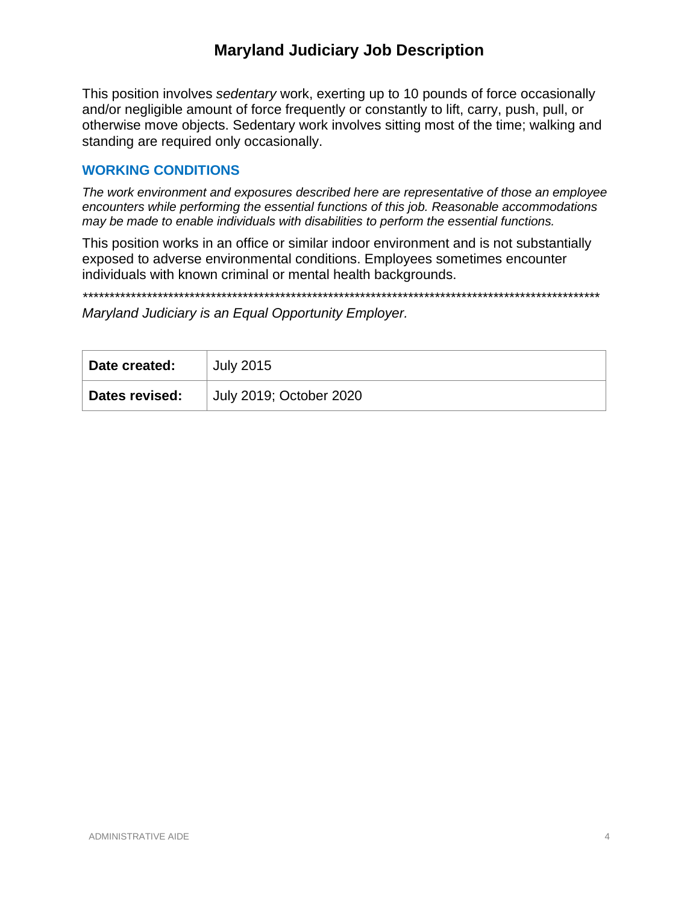# Maryland Judiciary Job Description

This position involves *sedentary* work, exerting up to 10 pounds of force occasionally and/or negligible amount of force frequently or constantly to lift, carry, push, pull, or otherwise move objects. Sedentary work involves sitting most of the time; walking and standing are required only occasionally.

## WORKING CONDITIONS

*The work environment and exposures described here are representative of those an employee encounters while performing the essential functions of this job. Reasonable accommodations may be made to enable individuals with disabilities to perform the essential functions.*

This position works in an office or similar indoor environment and is not substantially exposed to adverse environmental conditions. Employees sometimes encounter individuals with known criminal or mental health backgrounds.

****************************************************************************************************

*Maryland Judiciary is an Equal Opportunity Employer.*

| | |
|---|---|
| **Date created:** | July 2015 |
| **Dates revised:** | July 2019; October 2020 |